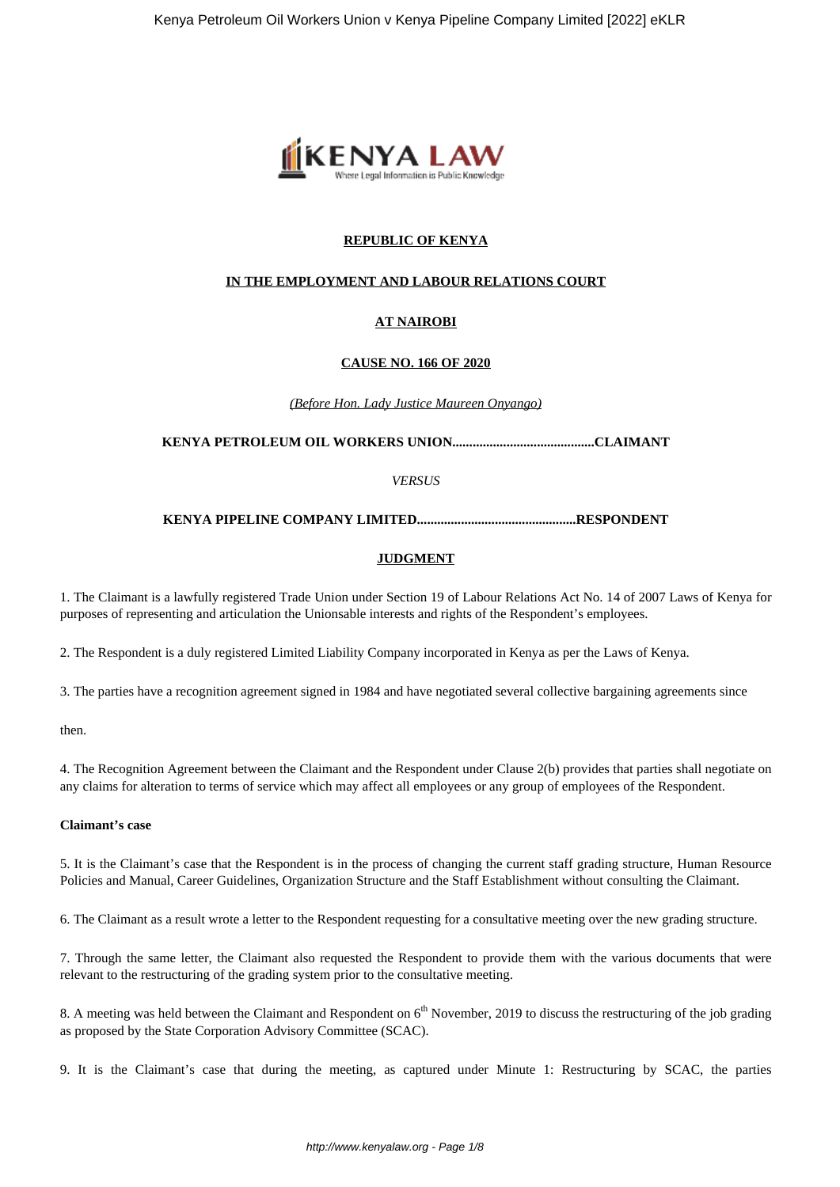**REPUBLIC OF KENYA**

**IN THE EMPLOYMENT AND LABOUR RELATIONS COURT**

**AT NAIROBI**

**CAUSE NO. 166 OF 2020**

*(Before Hon. Lady Justice Maureen Onyango)*

**KENYA PETROLEUM OIL WORKERS UNION..........................................CLAIMANT**

*VERSUS*

**KENYA PIPELINE COMPANY LIMITED..............................................RESPONDENT**

**JUDGMENT**

1. The Claimant is a lawfully registered Trade Union under Section 19 of Labour Relations Act No. 14 of 2007 Laws of Kenya for purposes of representing and articulation the Unionsable interests and rights of the Respondent's employees.

2. The Respondent is a duly registered Limited Liability Company incorporated in Kenya as per the Laws of Kenya.

3. The parties have a recognition agreement signed in 1984 and have negotiated several collective bargaining agreements since then.

4. The Recognition Agreement between the Claimant and the Respondent under Clause 2(b) provides that parties shall negotiate on any claims for alteration to terms of service which may affect all employees or any group of employees of the Respondent.

**Claimant's case**

5. It is the Claimant's case that the Respondent is in the process of changing the current staff grading structure, Human Resource Policies and Manual, Career Guidelines, Organization Structure and the Staff Establishment without consulting the Claimant.

6. The Claimant as a result wrote a letter to the Respondent requesting for a consultative meeting over the new grading structure.

7. Through the same letter, the Claimant also requested the Respondent to provide them with the various documents that were relevant to the restructuring of the grading system prior to the consultative meeting.

8. A meeting was held between the Claimant and Respondent on 6th November, 2019 to discuss the restructuring of the job grading as proposed by the State Corporation Advisory Committee (SCAC).

9. It is the Claimant's case that during the meeting, as captured under Minute 1: Restructuring by SCAC, the parties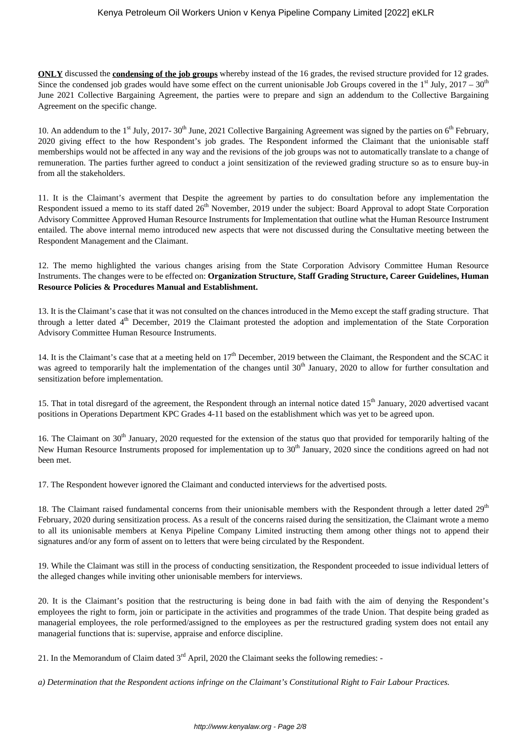**ONLY** discussed the **condensing of the job groups** whereby instead of the 16 grades, the revised structure provided for 12 grades. Since the condensed job grades would have some effect on the current unionisable Job Groups covered in the 1st July, 2017 – 30th June 2021 Collective Bargaining Agreement, the parties were to prepare and sign an addendum to the Collective Bargaining Agreement on the specific change.

10. An addendum to the 1st July, 2017- 30th June, 2021 Collective Bargaining Agreement was signed by the parties on 6th February, 2020 giving effect to the how Respondent's job grades. The Respondent informed the Claimant that the unionisable staff memberships would not be affected in any way and the revisions of the job groups was not to automatically translate to a change of remuneration. The parties further agreed to conduct a joint sensitization of the reviewed grading structure so as to ensure buy-in from all the stakeholders.

11. It is the Claimant's averment that Despite the agreement by parties to do consultation before any implementation the Respondent issued a memo to its staff dated 26th November, 2019 under the subject: Board Approval to adopt State Corporation Advisory Committee Approved Human Resource Instruments for Implementation that outline what the Human Resource Instrument entailed. The above internal memo introduced new aspects that were not discussed during the Consultative meeting between the Respondent Management and the Claimant.

12. The memo highlighted the various changes arising from the State Corporation Advisory Committee Human Resource Instruments. The changes were to be effected on: **Organization Structure, Staff Grading Structure, Career Guidelines, Human Resource Policies & Procedures Manual and Establishment.**

13. It is the Claimant's case that it was not consulted on the chances introduced in the Memo except the staff grading structure. That through a letter dated 4th December, 2019 the Claimant protested the adoption and implementation of the State Corporation Advisory Committee Human Resource Instruments.

14. It is the Claimant's case that at a meeting held on 17th December, 2019 between the Claimant, the Respondent and the SCAC it was agreed to temporarily halt the implementation of the changes until 30th January, 2020 to allow for further consultation and sensitization before implementation.

15. That in total disregard of the agreement, the Respondent through an internal notice dated 15th January, 2020 advertised vacant positions in Operations Department KPC Grades 4-11 based on the establishment which was yet to be agreed upon.

16. The Claimant on 30th January, 2020 requested for the extension of the status quo that provided for temporarily halting of the New Human Resource Instruments proposed for implementation up to 30th January, 2020 since the conditions agreed on had not been met.

17. The Respondent however ignored the Claimant and conducted interviews for the advertised posts.

18. The Claimant raised fundamental concerns from their unionisable members with the Respondent through a letter dated 29th February, 2020 during sensitization process. As a result of the concerns raised during the sensitization, the Claimant wrote a memo to all its unionisable members at Kenya Pipeline Company Limited instructing them among other things not to append their signatures and/or any form of assent on to letters that were being circulated by the Respondent.

19. While the Claimant was still in the process of conducting sensitization, the Respondent proceeded to issue individual letters of the alleged changes while inviting other unionisable members for interviews.

20. It is the Claimant's position that the restructuring is being done in bad faith with the aim of denying the Respondent's employees the right to form, join or participate in the activities and programmes of the trade Union. That despite being graded as managerial employees, the role performed/assigned to the employees as per the restructured grading system does not entail any managerial functions that is: supervise, appraise and enforce discipline.

21. In the Memorandum of Claim dated 3rd April, 2020 the Claimant seeks the following remedies: -

*a) Determination that the Respondent actions infringe on the Claimant's Constitutional Right to Fair Labour Practices.*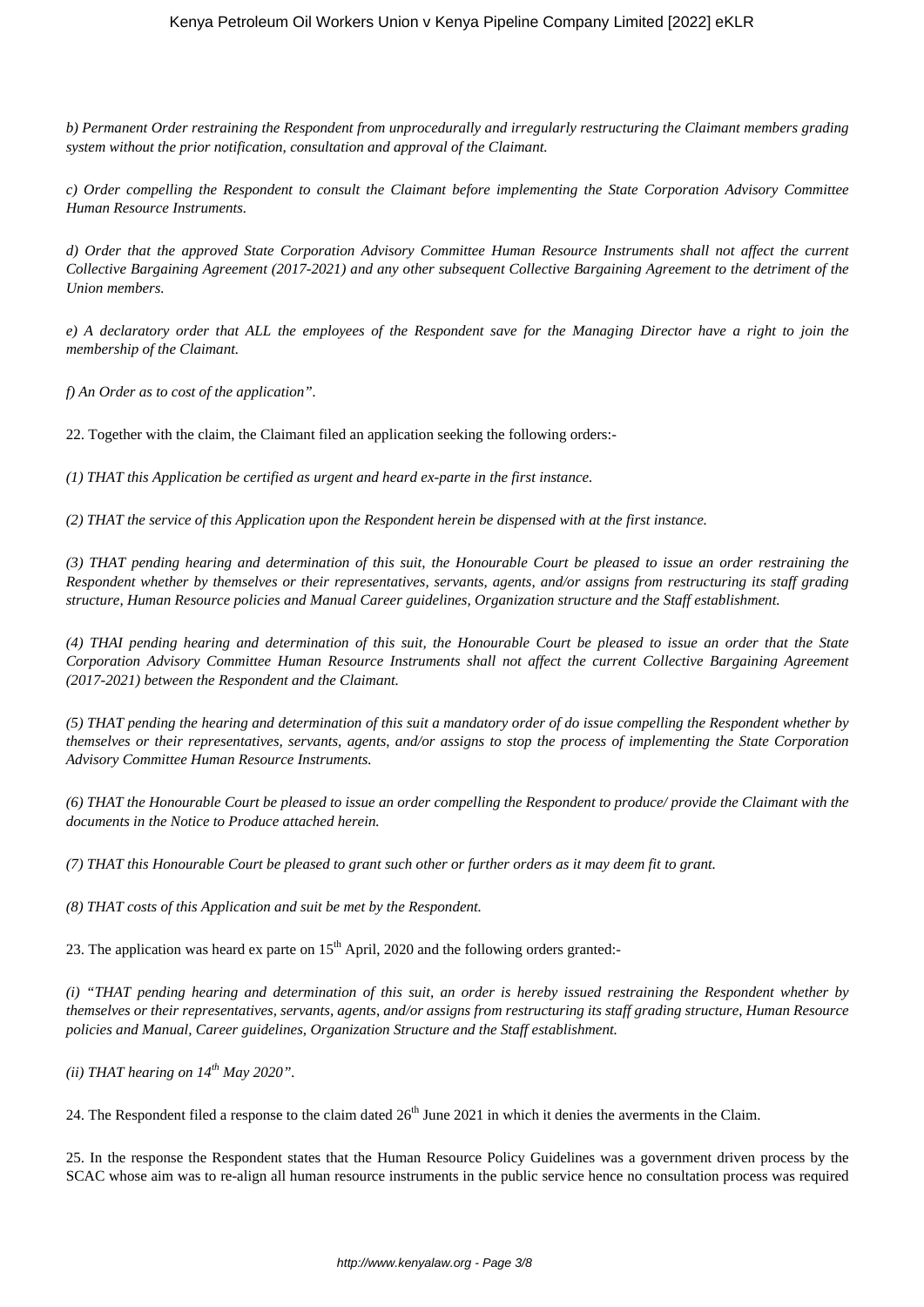*b) Permanent Order restraining the Respondent from unprocedurally and irregularly restructuring the Claimant members grading system without the prior notification, consultation and approval of the Claimant.*

*c) Order compelling the Respondent to consult the Claimant before implementing the State Corporation Advisory Committee Human Resource Instruments.*

*d) Order that the approved State Corporation Advisory Committee Human Resource Instruments shall not affect the current Collective Bargaining Agreement (2017-2021) and any other subsequent Collective Bargaining Agreement to the detriment of the Union members.*

*e) A declaratory order that ALL the employees of the Respondent save for the Managing Director have a right to join the membership of the Claimant.*

*f) An Order as to cost of the application".*

22. Together with the claim, the Claimant filed an application seeking the following orders:-

*(1) THAT this Application be certified as urgent and heard ex-parte in the first instance.*

*(2) THAT the service of this Application upon the Respondent herein be dispensed with at the first instance.*

*(3) THAT pending hearing and determination of this suit, the Honourable Court be pleased to issue an order restraining the Respondent whether by themselves or their representatives, servants, agents, and/or assigns from restructuring its staff grading structure, Human Resource policies and Manual Career guidelines, Organization structure and the Staff establishment.*

*(4) THAI pending hearing and determination of this suit, the Honourable Court be pleased to issue an order that the State Corporation Advisory Committee Human Resource Instruments shall not affect the current Collective Bargaining Agreement (2017-2021) between the Respondent and the Claimant.*

*(5) THAT pending the hearing and determination of this suit a mandatory order of do issue compelling the Respondent whether by themselves or their representatives, servants, agents, and/or assigns to stop the process of implementing the State Corporation Advisory Committee Human Resource Instruments.*

*(6) THAT the Honourable Court be pleased to issue an order compelling the Respondent to produce/ provide the Claimant with the documents in the Notice to Produce attached herein.*

*(7) THAT this Honourable Court be pleased to grant such other or further orders as it may deem fit to grant.*

*(8) THAT costs of this Application and suit be met by the Respondent.*

23. The application was heard ex parte on 15th April, 2020 and the following orders granted:-

*(i) "THAT pending hearing and determination of this suit, an order is hereby issued restraining the Respondent whether by themselves or their representatives, servants, agents, and/or assigns from restructuring its staff grading structure, Human Resource policies and Manual, Career guidelines, Organization Structure and the Staff establishment.*

*(ii) THAT hearing on 14th May 2020".*

24. The Respondent filed a response to the claim dated 26th June 2021 in which it denies the averments in the Claim.

25. In the response the Respondent states that the Human Resource Policy Guidelines was a government driven process by the SCAC whose aim was to re-align all human resource instruments in the public service hence no consultation process was required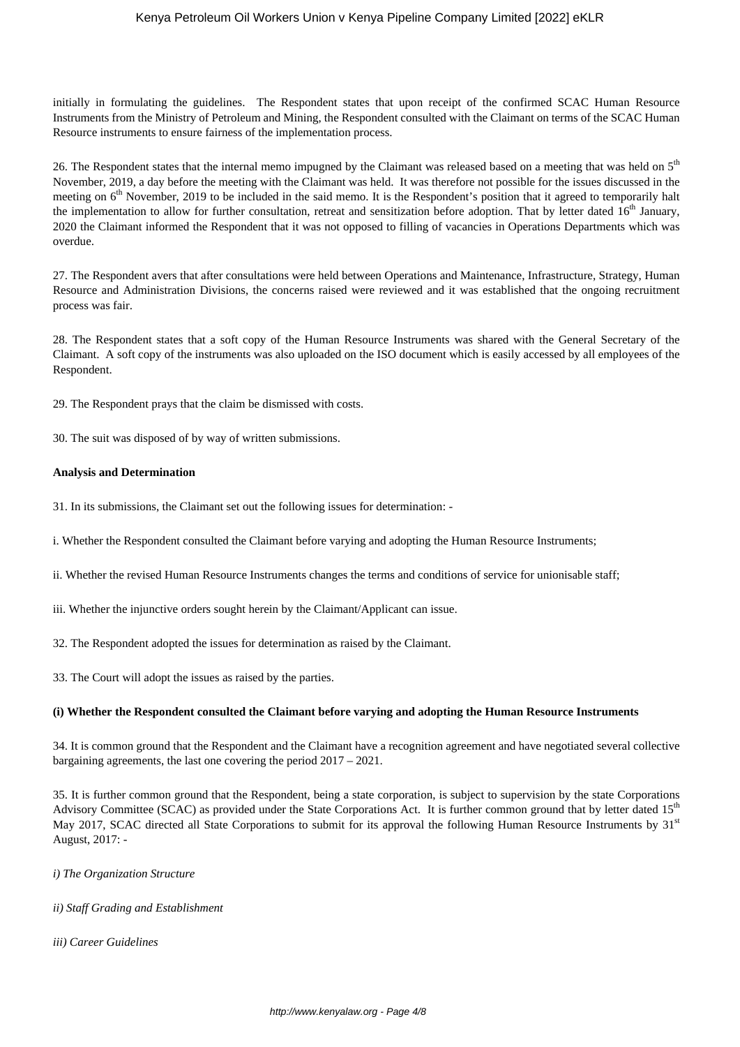initially in formulating the guidelines. The Respondent states that upon receipt of the confirmed SCAC Human Resource Instruments from the Ministry of Petroleum and Mining, the Respondent consulted with the Claimant on terms of the SCAC Human Resource instruments to ensure fairness of the implementation process.

26. The Respondent states that the internal memo impugned by the Claimant was released based on a meeting that was held on 5th November, 2019, a day before the meeting with the Claimant was held. It was therefore not possible for the issues discussed in the meeting on 6th November, 2019 to be included in the said memo. It is the Respondent's position that it agreed to temporarily halt the implementation to allow for further consultation, retreat and sensitization before adoption. That by letter dated 16th January, 2020 the Claimant informed the Respondent that it was not opposed to filling of vacancies in Operations Departments which was overdue.

27. The Respondent avers that after consultations were held between Operations and Maintenance, Infrastructure, Strategy, Human Resource and Administration Divisions, the concerns raised were reviewed and it was established that the ongoing recruitment process was fair.

28. The Respondent states that a soft copy of the Human Resource Instruments was shared with the General Secretary of the Claimant. A soft copy of the instruments was also uploaded on the ISO document which is easily accessed by all employees of the Respondent.

29. The Respondent prays that the claim be dismissed with costs.

30. The suit was disposed of by way of written submissions.

**Analysis and Determination**

31. In its submissions, the Claimant set out the following issues for determination: -

i. Whether the Respondent consulted the Claimant before varying and adopting the Human Resource Instruments;

ii. Whether the revised Human Resource Instruments changes the terms and conditions of service for unionisable staff;

iii. Whether the injunctive orders sought herein by the Claimant/Applicant can issue.

32. The Respondent adopted the issues for determination as raised by the Claimant.

33. The Court will adopt the issues as raised by the parties.

**(i) Whether the Respondent consulted the Claimant before varying and adopting the Human Resource Instruments**

34. It is common ground that the Respondent and the Claimant have a recognition agreement and have negotiated several collective bargaining agreements, the last one covering the period 2017 – 2021.

35. It is further common ground that the Respondent, being a state corporation, is subject to supervision by the state Corporations Advisory Committee (SCAC) as provided under the State Corporations Act. It is further common ground that by letter dated 15th May 2017, SCAC directed all State Corporations to submit for its approval the following Human Resource Instruments by 31st August, 2017: -

*i) The Organization Structure*

*ii) Staff Grading and Establishment*

*iii) Career Guidelines*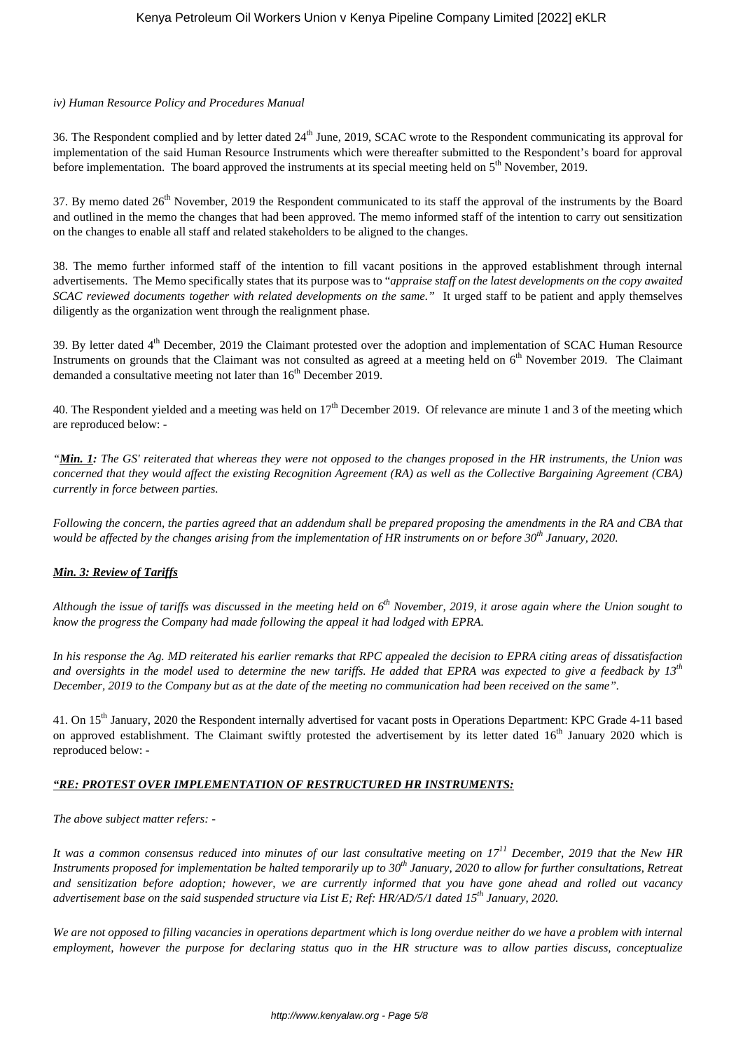*iv) Human Resource Policy and Procedures Manual*

36. The Respondent complied and by letter dated 24th June, 2019, SCAC wrote to the Respondent communicating its approval for implementation of the said Human Resource Instruments which were thereafter submitted to the Respondent's board for approval before implementation. The board approved the instruments at its special meeting held on 5th November, 2019.

37. By memo dated 26th November, 2019 the Respondent communicated to its staff the approval of the instruments by the Board and outlined in the memo the changes that had been approved. The memo informed staff of the intention to carry out sensitization on the changes to enable all staff and related stakeholders to be aligned to the changes.

38. The memo further informed staff of the intention to fill vacant positions in the approved establishment through internal advertisements. The Memo specifically states that its purpose was to "*appraise staff on the latest developments on the copy awaited SCAC reviewed documents together with related developments on the same.*" It urged staff to be patient and apply themselves diligently as the organization went through the realignment phase.

39. By letter dated 4th December, 2019 the Claimant protested over the adoption and implementation of SCAC Human Resource Instruments on grounds that the Claimant was not consulted as agreed at a meeting held on 6th November 2019. The Claimant demanded a consultative meeting not later than 16th December 2019.

40. The Respondent yielded and a meeting was held on 17th December 2019. Of relevance are minute 1 and 3 of the meeting which are reproduced below: -

*"**Min. 1:** The GS' reiterated that whereas they were not opposed to the changes proposed in the HR instruments, the Union was concerned that they would affect the existing Recognition Agreement (RA) as well as the Collective Bargaining Agreement (CBA) currently in force between parties.*

*Following the concern, the parties agreed that an addendum shall be prepared proposing the amendments in the RA and CBA that would be affected by the changes arising from the implementation of HR instruments on or before 30th January, 2020.*

***Min. 3: Review of Tariffs***

*Although the issue of tariffs was discussed in the meeting held on 6th November, 2019, it arose again where the Union sought to know the progress the Company had made following the appeal it had lodged with EPRA.*

*In his response the Ag. MD reiterated his earlier remarks that RPC appealed the decision to EPRA citing areas of dissatisfaction and oversights in the model used to determine the new tariffs. He added that EPRA was expected to give a feedback by 13th December, 2019 to the Company but as at the date of the meeting no communication had been received on the same".*

41. On 15th January, 2020 the Respondent internally advertised for vacant posts in Operations Department: KPC Grade 4-11 based on approved establishment. The Claimant swiftly protested the advertisement by its letter dated 16th January 2020 which is reproduced below: -

***"RE: PROTEST OVER IMPLEMENTATION OF RESTRUCTURED HR INSTRUMENTS:***

*The above subject matter refers: -*

*It was a common consensus reduced into minutes of our last consultative meeting on 17th December, 2019 that the New HR Instruments proposed for implementation be halted temporarily up to 30th January, 2020 to allow for further consultations, Retreat and sensitization before adoption; however, we are currently informed that you have gone ahead and rolled out vacancy advertisement base on the said suspended structure via List E; Ref: HR/AD/5/1 dated 15th January, 2020.*

*We are not opposed to filling vacancies in operations department which is long overdue neither do we have a problem with internal employment, however the purpose for declaring status quo in the HR structure was to allow parties discuss, conceptualize*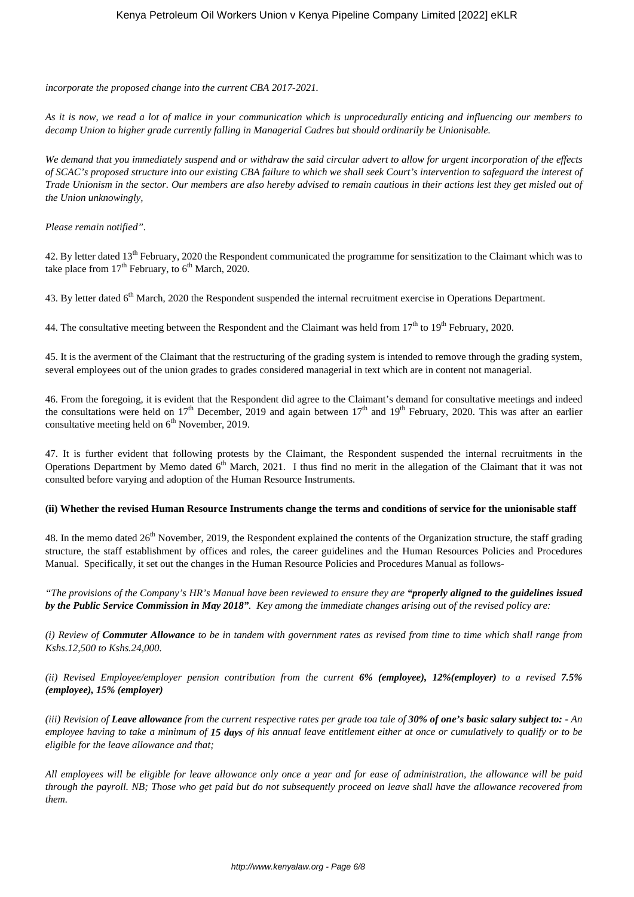*incorporate the proposed change into the current CBA 2017-2021.*

*As it is now, we read a lot of malice in your communication which is unprocedurally enticing and influencing our members to decamp Union to higher grade currently falling in Managerial Cadres but should ordinarily be Unionisable.*

*We demand that you immediately suspend and or withdraw the said circular advert to allow for urgent incorporation of the effects of SCAC's proposed structure into our existing CBA failure to which we shall seek Court's intervention to safeguard the interest of Trade Unionism in the sector. Our members are also hereby advised to remain cautious in their actions lest they get misled out of the Union unknowingly,*

*Please remain notified".*

42. By letter dated 13th February, 2020 the Respondent communicated the programme for sensitization to the Claimant which was to take place from 17th February, to 6th March, 2020.

43. By letter dated 6th March, 2020 the Respondent suspended the internal recruitment exercise in Operations Department.

44. The consultative meeting between the Respondent and the Claimant was held from 17th to 19th February, 2020.

45. It is the averment of the Claimant that the restructuring of the grading system is intended to remove through the grading system, several employees out of the union grades to grades considered managerial in text which are in content not managerial.

46. From the foregoing, it is evident that the Respondent did agree to the Claimant's demand for consultative meetings and indeed the consultations were held on 17th December, 2019 and again between 17th and 19th February, 2020. This was after an earlier consultative meeting held on 6th November, 2019.

47. It is further evident that following protests by the Claimant, the Respondent suspended the internal recruitments in the Operations Department by Memo dated 6th March, 2021. I thus find no merit in the allegation of the Claimant that it was not consulted before varying and adoption of the Human Resource Instruments.

**(ii) Whether the revised Human Resource Instruments change the terms and conditions of service for the unionisable staff**

48. In the memo dated 26th November, 2019, the Respondent explained the contents of the Organization structure, the staff grading structure, the staff establishment by offices and roles, the career guidelines and the Human Resources Policies and Procedures Manual. Specifically, it set out the changes in the Human Resource Policies and Procedures Manual as follows-

*"The provisions of the Company's HR's Manual have been reviewed to ensure they are **"properly aligned to the guidelines issued by the Public Service Commission in May 2018"**. Key among the immediate changes arising out of the revised policy are:*

*(i) Review of **Commuter Allowance** to be in tandem with government rates as revised from time to time which shall range from Kshs.12,500 to Kshs.24,000.*

*(ii) Revised Employee/employer pension contribution from the current **6% (employee), 12%(employer)** to a revised **7.5% (employee), 15% (employer)***

*(iii) Revision of **Leave allowance** from the current respective rates per grade toa tale of **30% of one's basic salary subject to:** - An employee having to take a minimum of **15 days** of his annual leave entitlement either at once or cumulatively to qualify or to be eligible for the leave allowance and that;*

*All employees will be eligible for leave allowance only once a year and for ease of administration, the allowance will be paid through the payroll. NB; Those who get paid but do not subsequently proceed on leave shall have the allowance recovered from them.*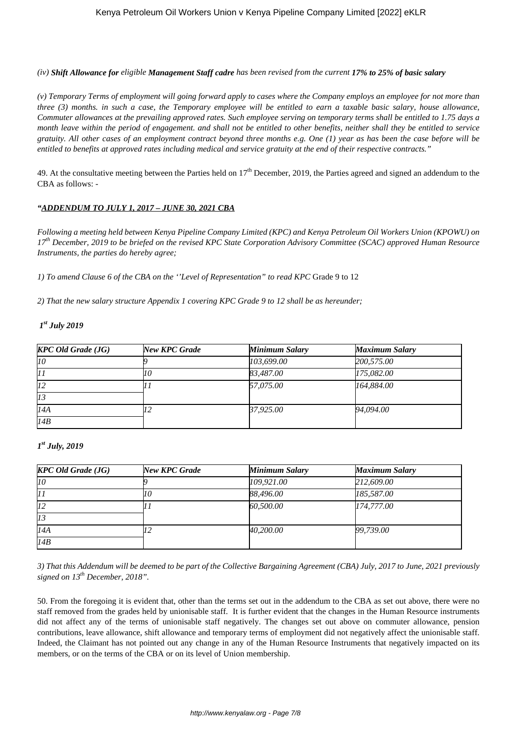*(iv) **Shift Allowance for** eligible **Management Staff cadre** has been revised from the current **17% to 25% of basic salary***

*(v) Temporary Terms of employment will going forward apply to cases where the Company employs an employee for not more than three (3) months. in such a case, the Temporary employee will be entitled to earn a taxable basic salary, house allowance, Commuter allowances at the prevailing approved rates. Such employee serving on temporary terms shall be entitled to 1.75 days a month leave within the period of engagement. and shall not be entitled to other benefits, neither shall they be entitled to service gratuity. All other cases of an employment contract beyond three months e.g. One (1) year as has been the case before will be entitled to benefits at approved rates including medical and service gratuity at the end of their respective contracts."*

49. At the consultative meeting between the Parties held on 17th December, 2019, the Parties agreed and signed an addendum to the CBA as follows: -

***"ADDENDUM TO JULY 1, 2017 – JUNE 30, 2021 CBA***

*Following a meeting held between Kenya Pipeline Company Limited (KPC) and Kenya Petroleum Oil Workers Union (KPOWU) on 17th December, 2019 to be briefed on the revised KPC State Corporation Advisory Committee (SCAC) approved Human Resource Instruments, the parties do hereby agree;*

*1) To amend Clause 6 of the CBA on the ''Level of Representation" to read KPC* Grade 9 to 12

*2) That the new salary structure Appendix 1 covering KPC Grade 9 to 12 shall be as hereunder;*

***1st July 2019***

| *KPC Old Grade (JG)* | *New KPC Grade* | *Minimum Salary* | *Maximum Salary* |
|---|---|---|---|
| *10* | *9* | *103,699.00* | *200,575.00* |
| *11* | *10* | *83,487.00* | *175,082.00* |
| *12* | *11* | *57,075.00* | *164,884.00* |
| *13* | | | |
| *14A* | *12* | *37,925.00* | *94,094.00* |
| *14B* | | | |

***1st July, 2019***

| *KPC Old Grade (JG)* | *New KPC Grade* | *Minimum Salary* | *Maximum Salary* |
|---|---|---|---|
| *10* | *9* | *109,921.00* | *212,609.00* |
| *11* | *10* | *88,496.00* | *185,587.00* |
| *12* | *11* | *60,500.00* | *174,777.00* |
| *13* | | | |
| *14A* | *12* | *40,200.00* | *99,739.00* |
| *14B* | | | |

*3) That this Addendum will be deemed to be part of the Collective Bargaining Agreement (CBA) July, 2017 to June, 2021 previously signed on 13th December, 2018".*

50. From the foregoing it is evident that, other than the terms set out in the addendum to the CBA as set out above, there were no staff removed from the grades held by unionisable staff. It is further evident that the changes in the Human Resource instruments did not affect any of the terms of unionisable staff negatively. The changes set out above on commuter allowance, pension contributions, leave allowance, shift allowance and temporary terms of employment did not negatively affect the unionisable staff. Indeed, the Claimant has not pointed out any change in any of the Human Resource Instruments that negatively impacted on its members, or on the terms of the CBA or on its level of Union membership.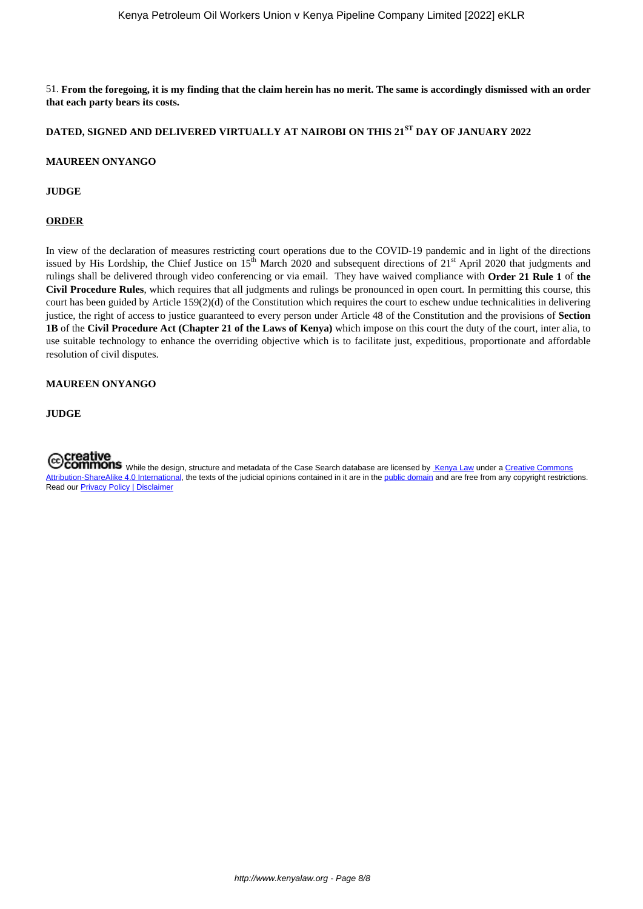51. **From the foregoing, it is my finding that the claim herein has no merit. The same is accordingly dismissed with an order that each party bears its costs.**

**DATED, SIGNED AND DELIVERED VIRTUALLY AT NAIROBI ON THIS 21ST DAY OF JANUARY 2022**

**MAUREEN ONYANGO**

**JUDGE**

**ORDER**

In view of the declaration of measures restricting court operations due to the COVID-19 pandemic and in light of the directions issued by His Lordship, the Chief Justice on 15th March 2020 and subsequent directions of 21st April 2020 that judgments and rulings shall be delivered through video conferencing or via email. They have waived compliance with **Order 21 Rule 1** of **the Civil Procedure Rules**, which requires that all judgments and rulings be pronounced in open court. In permitting this course, this court has been guided by Article 159(2)(d) of the Constitution which requires the court to eschew undue technicalities in delivering justice, the right of access to justice guaranteed to every person under Article 48 of the Constitution and the provisions of **Section 1B** of the **Civil Procedure Act (Chapter 21 of the Laws of Kenya)** which impose on this court the duty of the court, inter alia, to use suitable technology to enhance the overriding objective which is to facilitate just, expeditious, proportionate and affordable resolution of civil disputes.

**MAUREEN ONYANGO**

**JUDGE**

While the design, structure and metadata of the Case Search database are licensed by Kenya Law under a Creative Commons Attribution-ShareAlike 4.0 International, the texts of the judicial opinions contained in it are in the public domain and are free from any copyright restrictions. Read our Privacy Policy | Disclaimer